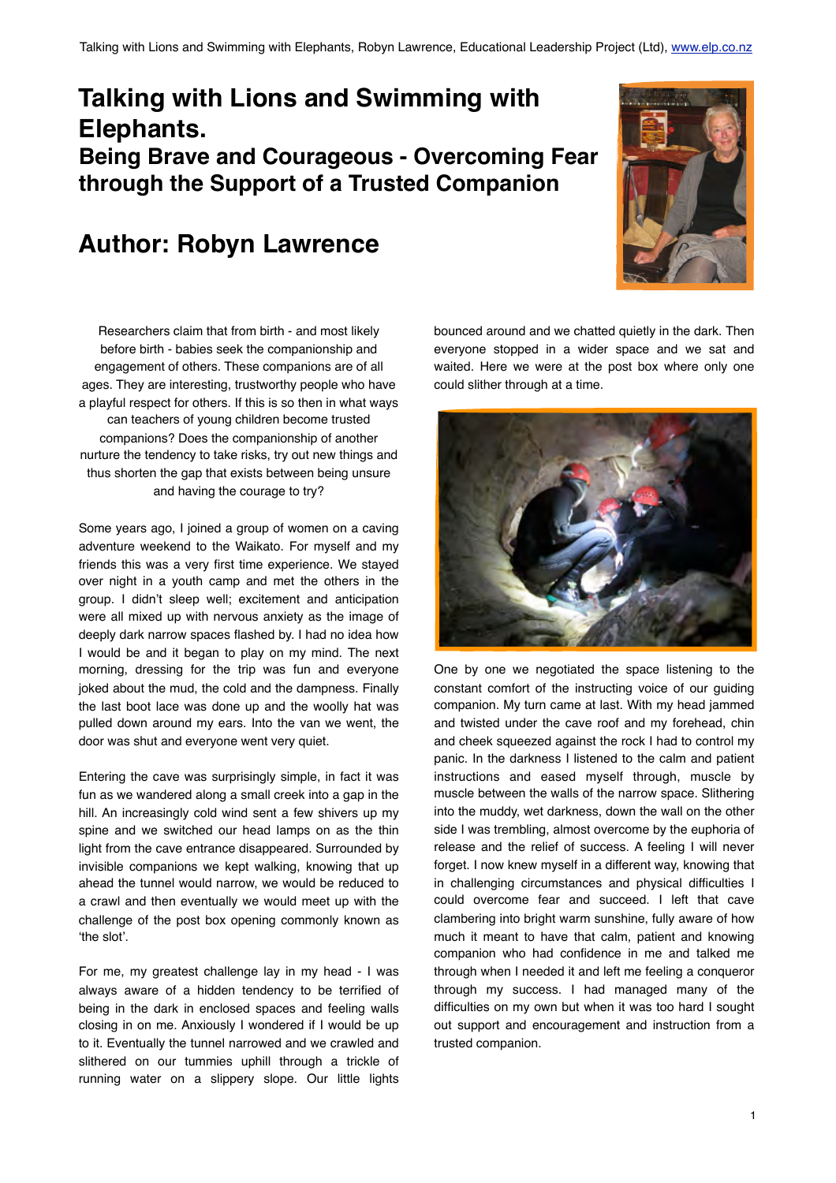# Talking with Lions and Swimming with Elephants.

## Being Brave and Courageous - Overcoming Fear through the Support of a Trusted Companion

## Author: Robyn Lawrence

Researchers claim that from birth - and most likely before birth - babies seek the companionship and engagement of others. These companions are of all ages. They are interesting, trustworthy people who have a playful respect for others. If this is so then in what ways can teachers of young children become trusted companions? Does the companionship of another nurture the tendency to take risks, try out new things and thus shorten the gap that exists between being unsure and having the courage to try?

Some years ago, I joined a group of women on a caving adventure weekend to the Waikato. For myself and my friends this was a very first time experience. We stayed over night in a youth camp and met the others in the group. I didn't sleep well; excitement and anticipation were all mixed up with nervous anxiety as the image of deeply dark narrow spaces flashed by. I had no idea how I would be and it began to play on my mind. The next morning, dressing for the trip was fun and everyone joked about the mud, the cold and the dampness. Finally the last boot lace was done up and the woolly hat was pulled down around my ears. Into the van we went, the door was shut and everyone went very quiet.

Entering the cave was surprisingly simple, in fact it was fun as we wandered along a small creek into a gap in the hill. An increasingly cold wind sent a few shivers up my spine and we switched our head lamps on as the thin light from the cave entrance disappeared. Surrounded by invisible companions we kept walking, knowing that up ahead the tunnel would narrow, we would be reduced to a crawl and then eventually we would meet up with the challenge of the post box opening commonly known as 'the slot'.

For me, my greatest challenge lay in my head - I was always aware of a hidden tendency to be terrified of being in the dark in enclosed spaces and feeling walls closing in on me. Anxiously I wondered if I would be up to it. Eventually the tunnel narrowed and we crawled and slithered on our tummies uphill through a trickle of running water on a slippery slope. Our little lights bounced around and we chatted quietly in the dark. Then everyone stopped in a wider space and we sat and waited. Here we were at the post box where only one could slither through at a time.

One by one we negotiated the space listening to the constant comfort of the instructing voice of our guiding companion. My turn came at last. With my head jammed and twisted under the cave roof and my forehead, chin and cheek squeezed against the rock I had to control my panic. In the darkness I listened to the calm and patient instructions and eased myself through, muscle by muscle between the walls of the narrow space. Slithering into the muddy, wet darkness, down the wall on the other side I was trembling, almost overcome by the euphoria of release and the relief of success. A feeling I will never forget. I now knew myself in a different way, knowing that in challenging circumstances and physical difficulties I could overcome fear and succeed. I left that cave clambering into bright warm sunshine, fully aware of how much it meant to have that calm, patient and knowing companion who had confidence in me and talked me through when I needed it and left me feeling a conqueror through my success. I had managed many of the difficulties on my own but when it was too hard I sought out support and encouragement and instruction from a trusted companion.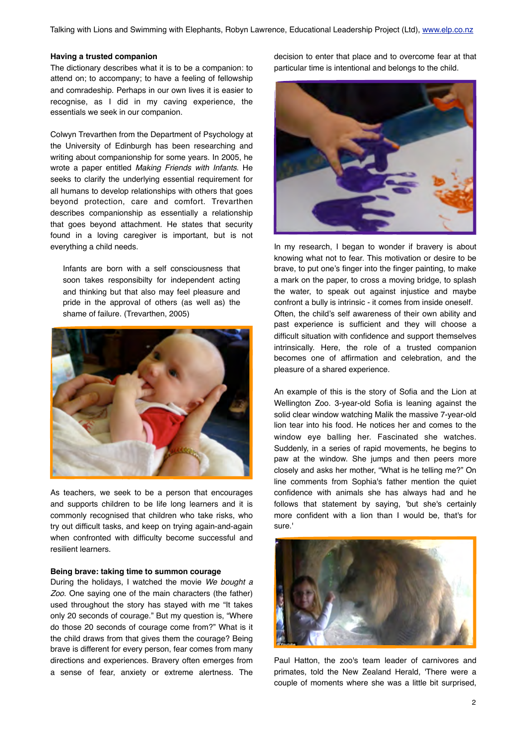**Having a trusted companion**

The dictionary describes what it is to be a companion: to attend on; to accompany; to have a feeling of fellowship and comradeship. Perhaps in our own lives it is easier to recognise, as I did in my caving experience, the essentials we seek in our companion.

Colwyn Trevarthen from the Department of Psychology at the University of Edinburgh has been researching and writing about companionship for some years. In 2005, he wrote a paper entitled *Making Friends with Infants*. He seeks to clarify the underlying essential requirement for all humans to develop relationships with others that goes beyond protection, care and comfort. Trevarthen describes companionship as essentially a relationship that goes beyond attachment. He states that security found in a loving caregiver is important, but is not everything a child needs.

> Infants are born with a self consciousness that soon takes responsibilty for independent acting and thinking but that also may feel pleasure and pride in the approval of others (as well as) the shame of failure. (Trevarthen, 2005)

As teachers, we seek to be a person that encourages and supports children to be life long learners and it is commonly recognised that children who take risks, who try out difficult tasks, and keep on trying again-and-again when confronted with difficulty become successful and resilient learners.

**Being brave: taking time to summon courage**

During the holidays, I watched the movie *We bought a Zoo*. One saying one of the main characters (the father) used throughout the story has stayed with me "It takes only 20 seconds of courage." But my question is, "Where do those 20 seconds of courage come from?" What is it the child draws from that gives them the courage? Being brave is different for every person, fear comes from many directions and experiences. Bravery often emerges from a sense of fear, anxiety or extreme alertness. The decision to enter that place and to overcome fear at that particular time is intentional and belongs to the child.

In my research, I began to wonder if bravery is about knowing what not to fear. This motivation or desire to be brave, to put one's finger into the finger painting, to make a mark on the paper, to cross a moving bridge, to splash the water, to speak out against injustice and maybe confront a bully is intrinsic - it comes from inside oneself. Often, the child's self awareness of their own ability and past experience is sufficient and they will choose a difficult situation with confidence and support themselves intrinsically. Here, the role of a trusted companion becomes one of affirmation and celebration, and the pleasure of a shared experience.

An example of this is the story of Sofia and the Lion at Wellington Zoo. 3-year-old Sofia is leaning against the solid clear window watching Malik the massive 7-year-old lion tear into his food. He notices her and comes to the window eye balling her. Fascinated she watches. Suddenly, in a series of rapid movements, he begins to paw at the window. She jumps and then peers more closely and asks her mother, "What is he telling me?" On line comments from Sophia's father mention the quiet confidence with animals she has always had and he follows that statement by saying, 'but she's certainly more confident with a lion than I would be, that's for sure.'

Paul Hatton, the zoo's team leader of carnivores and primates, told the New Zealand Herald, 'There were a couple of moments where she was a little bit surprised,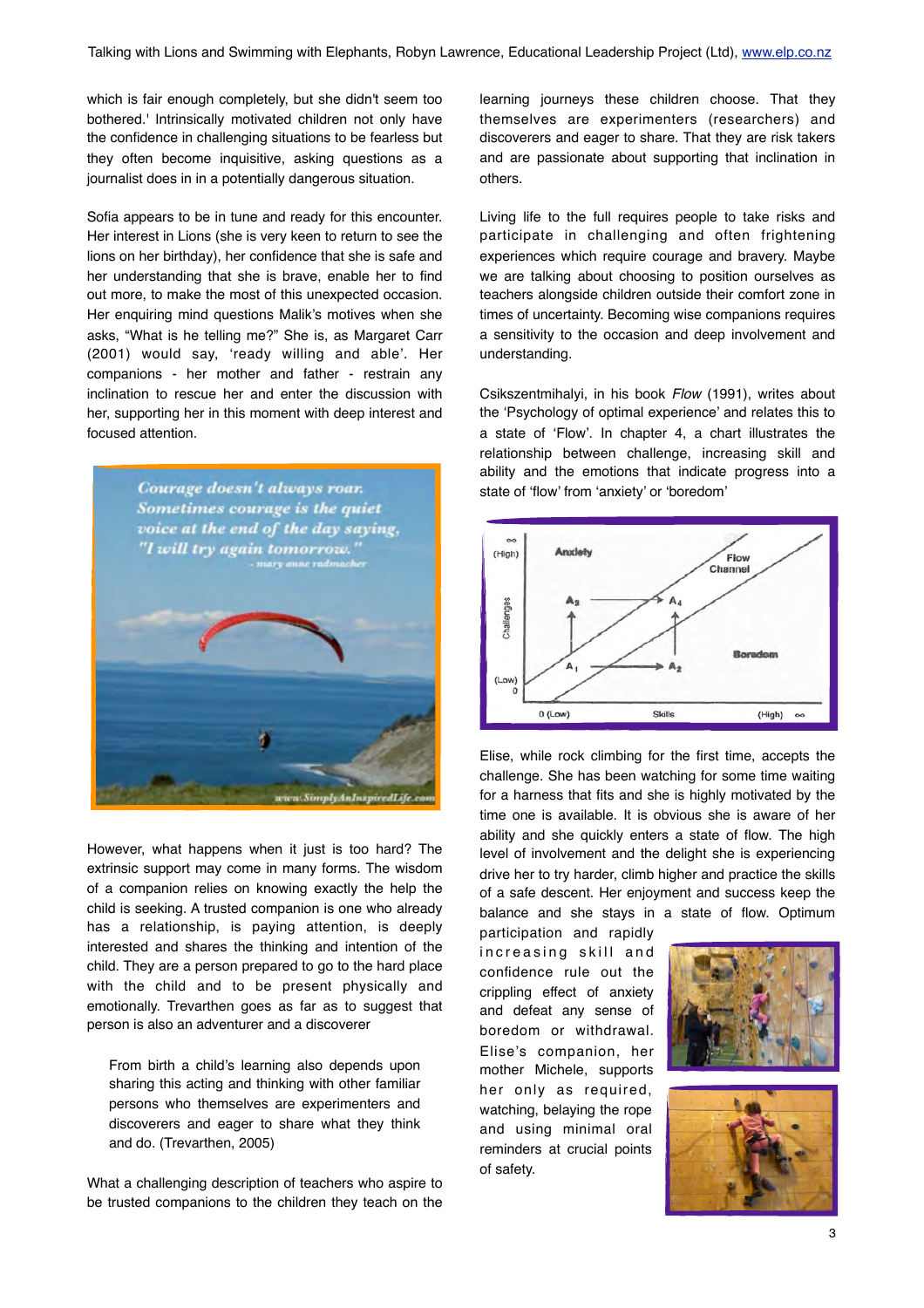which is fair enough completely, but she didn't seem too bothered.' Intrinsically motivated children not only have the confidence in challenging situations to be fearless but they often become inquisitive, asking questions as a journalist does in in a potentially dangerous situation.

Sofia appears to be in tune and ready for this encounter. Her interest in Lions (she is very keen to return to see the lions on her birthday), her confidence that she is safe and her understanding that she is brave, enable her to find out more, to make the most of this unexpected occasion. Her enquiring mind questions Malik's motives when she asks, "What is he telling me?" She is, as Margaret Carr (2001) would say, 'ready willing and able'. Her companions - her mother and father - restrain any inclination to rescue her and enter the discussion with her, supporting her in this moment with deep interest and focused attention.

However, what happens when it just is too hard? The extrinsic support may come in many forms. The wisdom of a companion relies on knowing exactly the help the child is seeking. A trusted companion is one who already has a relationship, is paying attention, is deeply interested and shares the thinking and intention of the child. They are a person prepared to go to the hard place with the child and to be present physically and emotionally. Trevarthen goes as far as to suggest that person is also an adventurer and a discoverer

> From birth a child's learning also depends upon sharing this acting and thinking with other familiar persons who themselves are experimenters and discoverers and eager to share what they think and do. (Trevarthen, 2005)

What a challenging description of teachers who aspire to be trusted companions to the children they teach on the learning journeys these children choose. That they themselves are experimenters (researchers) and discoverers and eager to share. That they are risk takers and are passionate about supporting that inclination in others.

Living life to the full requires people to take risks and participate in challenging and often frightening experiences which require courage and bravery. Maybe we are talking about choosing to position ourselves as teachers alongside children outside their comfort zone in times of uncertainty. Becoming wise companions requires a sensitivity to the occasion and deep involvement and understanding.

Csikszentmihalyi, in his book *Flow* (1991), writes about the 'Psychology of optimal experience' and relates this to a state of 'Flow'. In chapter 4, a chart illustrates the relationship between challenge, increasing skill and ability and the emotions that indicate progress into a state of 'flow' from 'anxiety' or 'boredom'

Elise, while rock climbing for the first time, accepts the challenge. She has been watching for some time waiting for a harness that fits and she is highly motivated by the time one is available. It is obvious she is aware of her ability and she quickly enters a state of flow. The high level of involvement and the delight she is experiencing drive her to try harder, climb higher and practice the skills of a safe descent. Her enjoyment and success keep the balance and she stays in a state of flow. Optimum participation and rapidly increasing skill and confidence rule out the crippling effect of anxiety and defeat any sense of boredom or withdrawal. Elise's companion, her mother Michele, supports her only as required, watching, belaying the rope and using minimal oral reminders at crucial points of safety.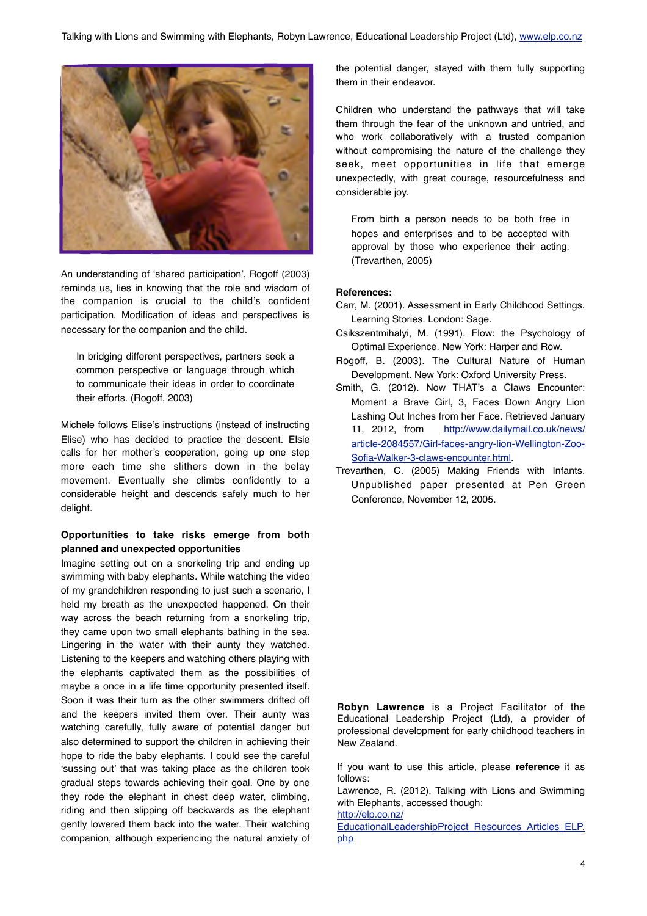An understanding of 'shared participation', Rogoff (2003) reminds us, lies in knowing that the role and wisdom of the companion is crucial to the child's confident participation. Modification of ideas and perspectives is necessary for the companion and the child.

> In bridging different perspectives, partners seek a common perspective or language through which to communicate their ideas in order to coordinate their efforts. (Rogoff, 2003)

Michele follows Elise's instructions (instead of instructing Elise) who has decided to practice the descent. Elsie calls for her mother's cooperation, going up one step more each time she slithers down in the belay movement. Eventually she climbs confidently to a considerable height and descends safely much to her delight.

**Opportunities to take risks emerge from both planned and unexpected opportunities**

Imagine setting out on a snorkeling trip and ending up swimming with baby elephants. While watching the video of my grandchildren responding to just such a scenario, I held my breath as the unexpected happened. On their way across the beach returning from a snorkeling trip, they came upon two small elephants bathing in the sea. Lingering in the water with their aunty they watched. Listening to the keepers and watching others playing with the elephants captivated them as the possibilities of maybe a once in a life time opportunity presented itself. Soon it was their turn as the other swimmers drifted off and the keepers invited them over. Their aunty was watching carefully, fully aware of potential danger but also determined to support the children in achieving their hope to ride the baby elephants. I could see the careful 'sussing out' that was taking place as the children took gradual steps towards achieving their goal. One by one they rode the elephant in chest deep water, climbing, riding and then slipping off backwards as the elephant gently lowered them back into the water. Their watching companion, although experiencing the natural anxiety of the potential danger, stayed with them fully supporting them in their endeavor.

Children who understand the pathways that will take them through the fear of the unknown and untried, and who work collaboratively with a trusted companion without compromising the nature of the challenge they seek, meet opportunities in life that emerge unexpectedly, with great courage, resourcefulness and considerable joy.

> From birth a person needs to be both free in hopes and enterprises and to be accepted with approval by those who experience their acting. (Trevarthen, 2005)

**References:**

Carr, M. (2001). Assessment in Early Childhood Settings. Learning Stories. London: Sage.

Csikszentmihalyi, M. (1991). Flow: the Psychology of Optimal Experience. New York: Harper and Row.

Rogoff, B. (2003). The Cultural Nature of Human Development. New York: Oxford University Press.

Smith, G. (2012). Now THAT's a Claws Encounter: Moment a Brave Girl, 3, Faces Down Angry Lion Lashing Out Inches from her Face. Retrieved January 11, 2012, from http://www.dailymail.co.uk/news/article-2084557/Girl-faces-angry-lion-Wellington-Zoo-Sofia-Walker-3-claws-encounter.html.

Trevarthen, C. (2005) Making Friends with Infants. Unpublished paper presented at Pen Green Conference, November 12, 2005.

**Robyn Lawrence** is a Project Facilitator of the Educational Leadership Project (Ltd), a provider of professional development for early childhood teachers in New Zealand.

If you want to use this article, please **reference** it as follows:
Lawrence, R. (2012). Talking with Lions and Swimming with Elephants, accessed though:
http://elp.co.nz/EducationalLeadershipProject_Resources_Articles_ELP.php